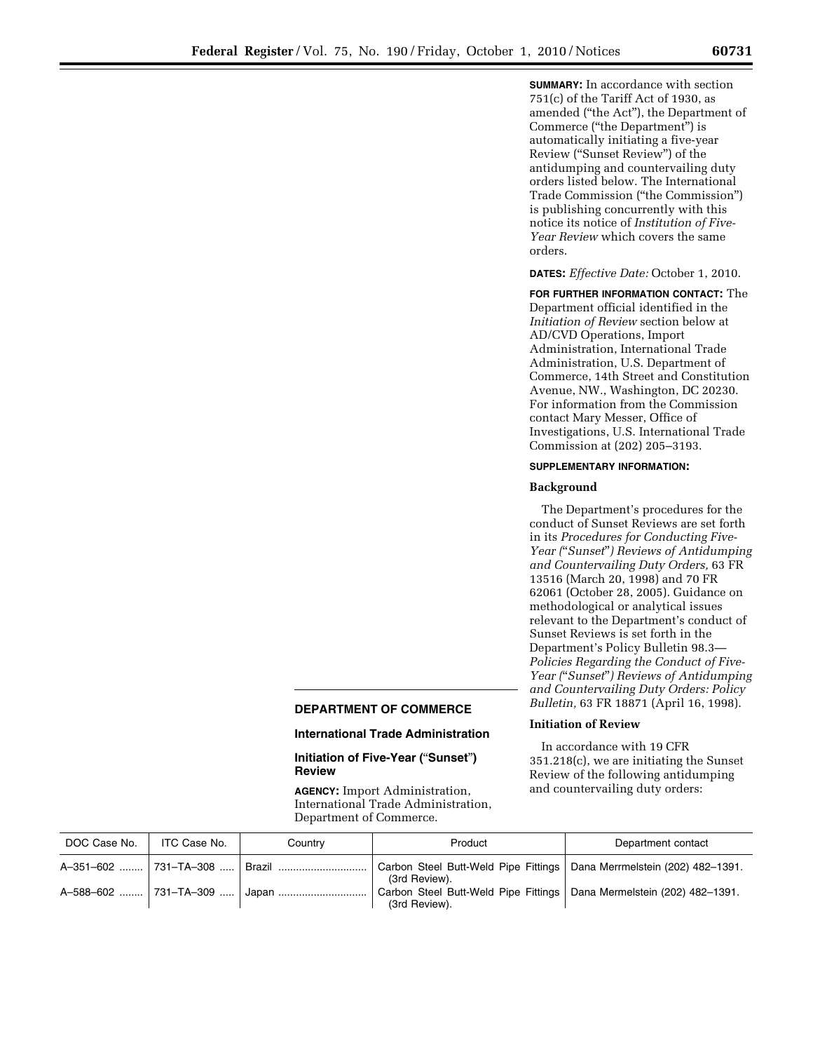## DEPARTMENT OF COMMERCE

### International Trade Administration

### Initiation of Five-Year ("Sunset") Review

**AGENCY:** Import Administration, International Trade Administration, Department of Commerce.

**SUMMARY:** In accordance with section 751(c) of the Tariff Act of 1930, as amended ("the Act"), the Department of Commerce ("the Department") is automatically initiating a five-year Review ("Sunset Review") of the antidumping and countervailing duty orders listed below. The International Trade Commission ("the Commission") is publishing concurrently with this notice its notice of *Institution of Five-Year Review* which covers the same orders.

**DATES:** *Effective Date:* October 1, 2010.

**FOR FURTHER INFORMATION CONTACT:** The Department official identified in the *Initiation of Review* section below at AD/CVD Operations, Import Administration, International Trade Administration, U.S. Department of Commerce, 14th Street and Constitution Avenue, NW., Washington, DC 20230. For information from the Commission contact Mary Messer, Office of Investigations, U.S. International Trade Commission at (202) 205–3193.

**SUPPLEMENTARY INFORMATION:**

**Background**

The Department's procedures for the conduct of Sunset Reviews are set forth in its *Procedures for Conducting Five-Year ("Sunset") Reviews of Antidumping and Countervailing Duty Orders,* 63 FR 13516 (March 20, 1998) and 70 FR 62061 (October 28, 2005). Guidance on methodological or analytical issues relevant to the Department's conduct of Sunset Reviews is set forth in the Department's Policy Bulletin 98.3—*Policies Regarding the Conduct of Five-Year ("Sunset") Reviews of Antidumping and Countervailing Duty Orders: Policy Bulletin,* 63 FR 18871 (April 16, 1998).

**Initiation of Review**

In accordance with 19 CFR 351.218(c), we are initiating the Sunset Review of the following antidumping and countervailing duty orders:

| DOC Case No. | ITC Case No. | Country | Product | Department contact |
|---|---|---|---|---|
| A–351–602 | 731–TA–308 | Brazil | Carbon Steel Butt-Weld Pipe Fittings (3rd Review). | Dana Merrmelstein (202) 482–1391. |
| A–588–602 | 731–TA–309 | Japan | Carbon Steel Butt-Weld Pipe Fittings (3rd Review). | Dana Mermelstein (202) 482–1391. |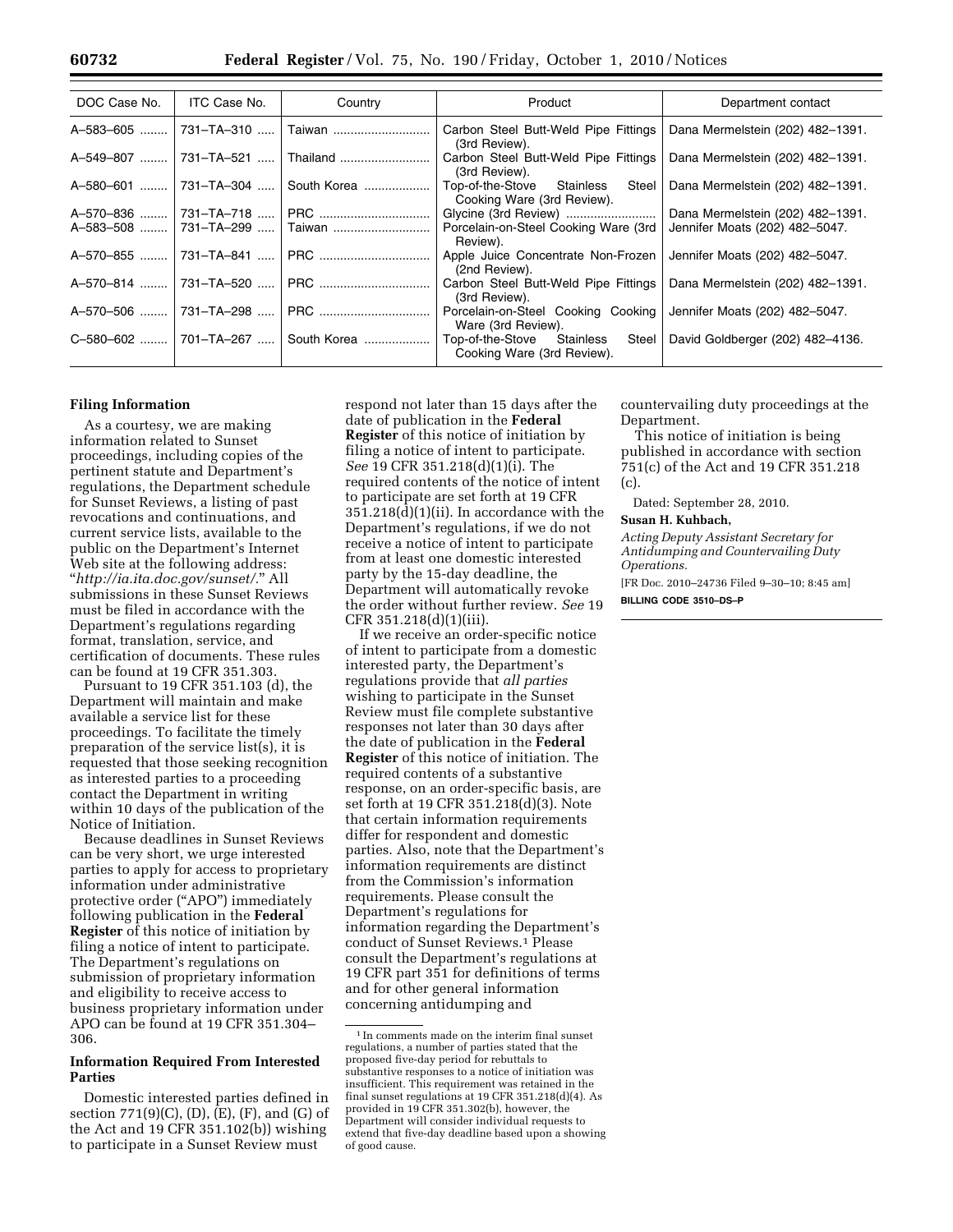| DOC Case No. | ITC Case No. | Country | Product | Department contact |
| --- | --- | --- | --- | --- |
| A–583–605 | 731–TA–310 | Taiwan | Carbon Steel Butt-Weld Pipe Fittings (3rd Review). | Dana Mermelstein (202) 482–1391. |
| A–549–807 | 731–TA–521 | Thailand | Carbon Steel Butt-Weld Pipe Fittings (3rd Review). | Dana Mermelstein (202) 482–1391. |
| A–580–601 | 731–TA–304 | South Korea | Top-of-the-Stove Stainless Steel Cooking Ware (3rd Review). | Dana Mermelstein (202) 482–1391. |
| A–570–836 | 731–TA–718 | PRC | Glycine (3rd Review) | Dana Mermelstein (202) 482–1391. |
| A–583–508 | 731–TA–299 | Taiwan | Porcelain-on-Steel Cooking Ware (3rd Review). | Jennifer Moats (202) 482–5047. |
| A–570–855 | 731–TA–841 | PRC | Apple Juice Concentrate Non-Frozen (2nd Review). | Jennifer Moats (202) 482–5047. |
| A–570–814 | 731–TA–520 | PRC | Carbon Steel Butt-Weld Pipe Fittings (3rd Review). | Dana Mermelstein (202) 482–1391. |
| A–570–506 | 731–TA–298 | PRC | Porcelain-on-Steel Cooking Cooking Ware (3rd Review). | Jennifer Moats (202) 482–5047. |
| C–580–602 | 701–TA–267 | South Korea | Top-of-the-Stove Stainless Steel Cooking Ware (3rd Review). | David Goldberger (202) 482–4136. |

**Filing Information**

As a courtesy, we are making information related to Sunset proceedings, including copies of the pertinent statute and Department's regulations, the Department schedule for Sunset Reviews, a listing of past revocations and continuations, and current service lists, available to the public on the Department's Internet Web site at the following address: "*http://ia.ita.doc.gov/sunset/*." All submissions in these Sunset Reviews must be filed in accordance with the Department's regulations regarding format, translation, service, and certification of documents. These rules can be found at 19 CFR 351.303.

Pursuant to 19 CFR 351.103 (d), the Department will maintain and make available a service list for these proceedings. To facilitate the timely preparation of the service list(s), it is requested that those seeking recognition as interested parties to a proceeding contact the Department in writing within 10 days of the publication of the Notice of Initiation.

Because deadlines in Sunset Reviews can be very short, we urge interested parties to apply for access to proprietary information under administrative protective order ("APO") immediately following publication in the **Federal Register** of this notice of initiation by filing a notice of intent to participate. The Department's regulations on submission of proprietary information and eligibility to receive access to business proprietary information under APO can be found at 19 CFR 351.304–306.

**Information Required From Interested Parties**

Domestic interested parties defined in section 771(9)(C), (D), (E), (F), and (G) of the Act and 19 CFR 351.102(b)) wishing to participate in a Sunset Review must respond not later than 15 days after the date of publication in the **Federal Register** of this notice of initiation by filing a notice of intent to participate. *See* 19 CFR 351.218(d)(1)(i). The required contents of the notice of intent to participate are set forth at 19 CFR 351.218(d)(1)(ii). In accordance with the Department's regulations, if we do not receive a notice of intent to participate from at least one domestic interested party by the 15-day deadline, the Department will automatically revoke the order without further review. *See* 19 CFR 351.218(d)(1)(iii).

If we receive an order-specific notice of intent to participate from a domestic interested party, the Department's regulations provide that *all parties* wishing to participate in the Sunset Review must file complete substantive responses not later than 30 days after the date of publication in the **Federal Register** of this notice of initiation. The required contents of a substantive response, on an order-specific basis, are set forth at 19 CFR 351.218(d)(3). Note that certain information requirements differ for respondent and domestic parties. Also, note that the Department's information requirements are distinct from the Commission's information requirements. Please consult the Department's regulations for information regarding the Department's conduct of Sunset Reviews.[1] Please consult the Department's regulations at 19 CFR part 351 for definitions of terms and for other general information concerning antidumping and countervailing duty proceedings at the Department.

This notice of initiation is being published in accordance with section 751(c) of the Act and 19 CFR 351.218 (c).

Dated: September 28, 2010.

**Susan H. Kuhbach,**

*Acting Deputy Assistant Secretary for Antidumping and Countervailing Duty Operations.*

[FR Doc. 2010–24736 Filed 9–30–10; 8:45 am]

**BILLING CODE 3510–DS–P**

[1] In comments made on the interim final sunset regulations, a number of parties stated that the proposed five-day period for rebuttals to substantive responses to a notice of initiation was insufficient. This requirement was retained in the final sunset regulations at 19 CFR 351.218(d)(4). As provided in 19 CFR 351.302(b), however, the Department will consider individual requests to extend that five-day deadline based upon a showing of good cause.